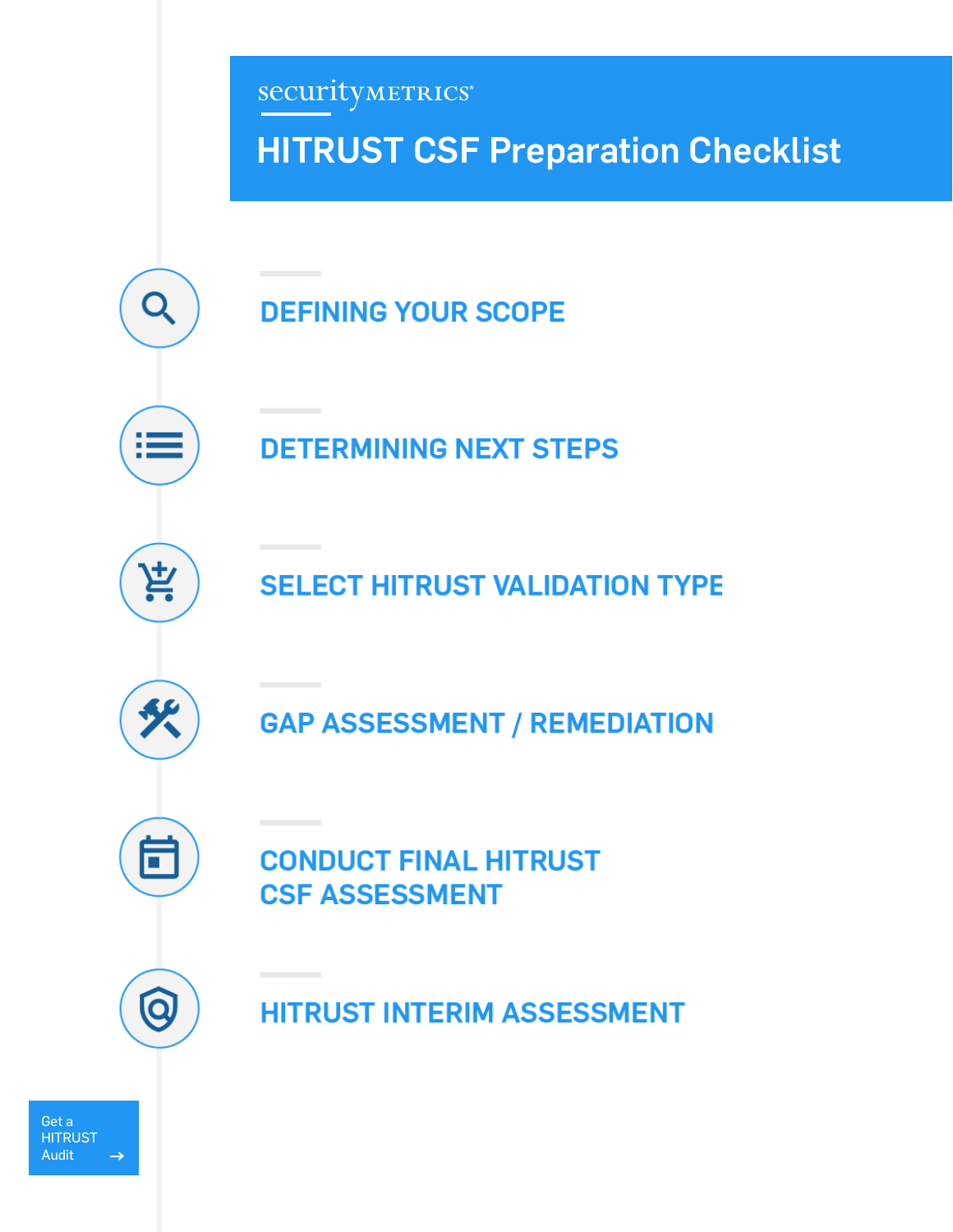securityMETRICS®

# HITRUST CSF Preparation Checklist

## DEFINING YOUR SCOPE

## DETERMINING NEXT STEPS

## SELECT HITRUST VALIDATION TYPE

## GAP ASSESSMENT / REMEDIATION

## CONDUCT FINAL HITRUST CSF ASSESSMENT

## HITRUST INTERIM ASSESSMENT

Get a HITRUST Audit →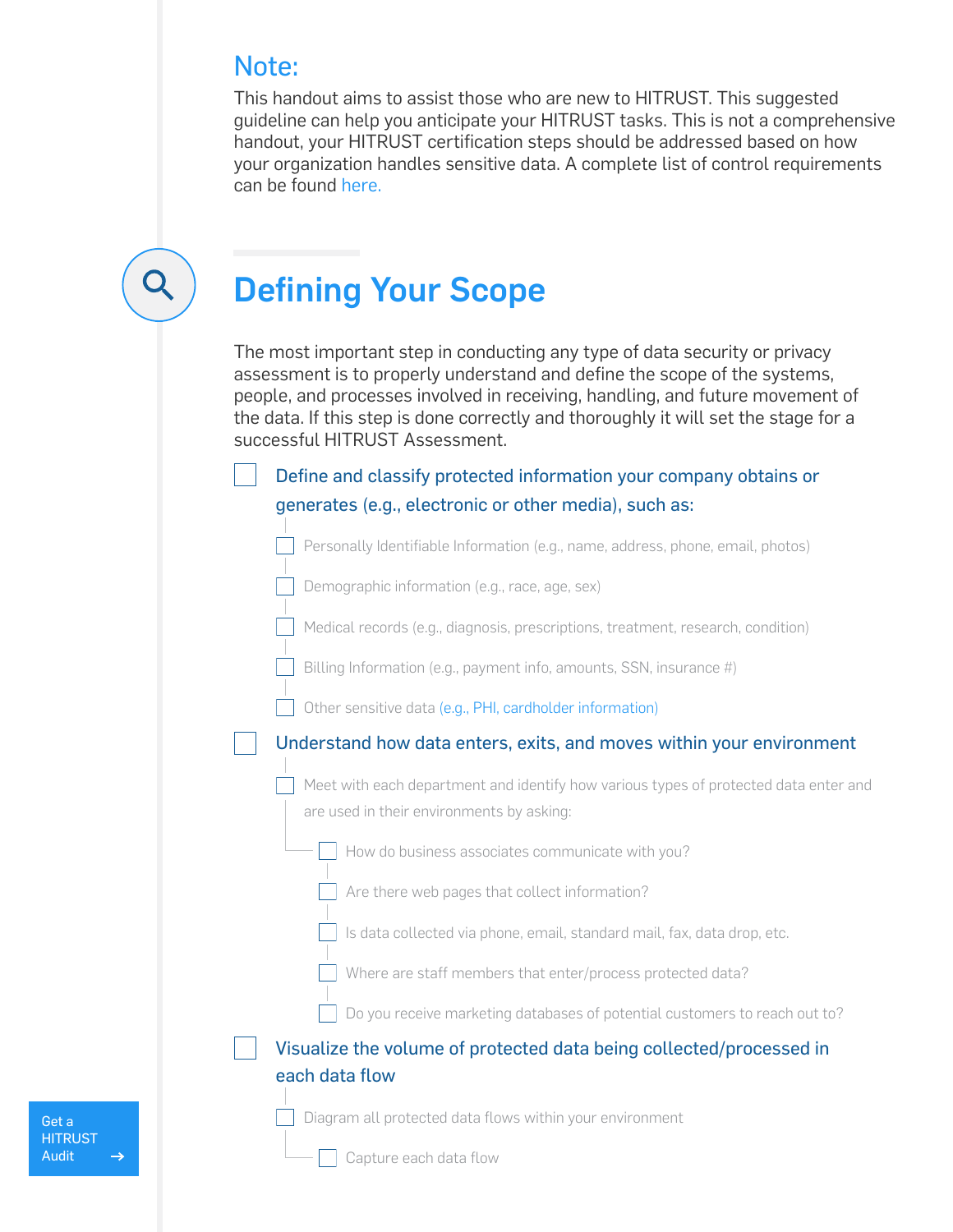## Note:

This handout aims to assist those who are new to HITRUST. This suggested guideline can help you anticipate your HITRUST tasks. This is not a comprehensive handout, your HITRUST certification steps should be addressed based on how your organization handles sensitive data. A complete list of control requirements can be found here.

# Defining Your Scope

The most important step in conducting any type of data security or privacy assessment is to properly understand and define the scope of the systems, people, and processes involved in receiving, handling, and future movement of the data. If this step is done correctly and thoroughly it will set the stage for a successful HITRUST Assessment.

- [ ] Define and classify protected information your company obtains or generates (e.g., electronic or other media), such as:
  - [ ] Personally Identifiable Information (e.g., name, address, phone, email, photos)
  - [ ] Demographic information (e.g., race, age, sex)
  - [ ] Medical records (e.g., diagnosis, prescriptions, treatment, research, condition)
  - [ ] Billing Information (e.g., payment info, amounts, SSN, insurance #)
  - [ ] Other sensitive data (e.g., PHI, cardholder information)
- [ ] Understand how data enters, exits, and moves within your environment
  - [ ] Meet with each department and identify how various types of protected data enter and are used in their environments by asking:
    - [ ] How do business associates communicate with you?
    - [ ] Are there web pages that collect information?
    - [ ] Is data collected via phone, email, standard mail, fax, data drop, etc.
    - [ ] Where are staff members that enter/process protected data?
    - [ ] Do you receive marketing databases of potential customers to reach out to?
- [ ] Visualize the volume of protected data being collected/processed in each data flow
  - [ ] Diagram all protected data flows within your environment
    - [ ] Capture each data flow

Get a HITRUST Audit →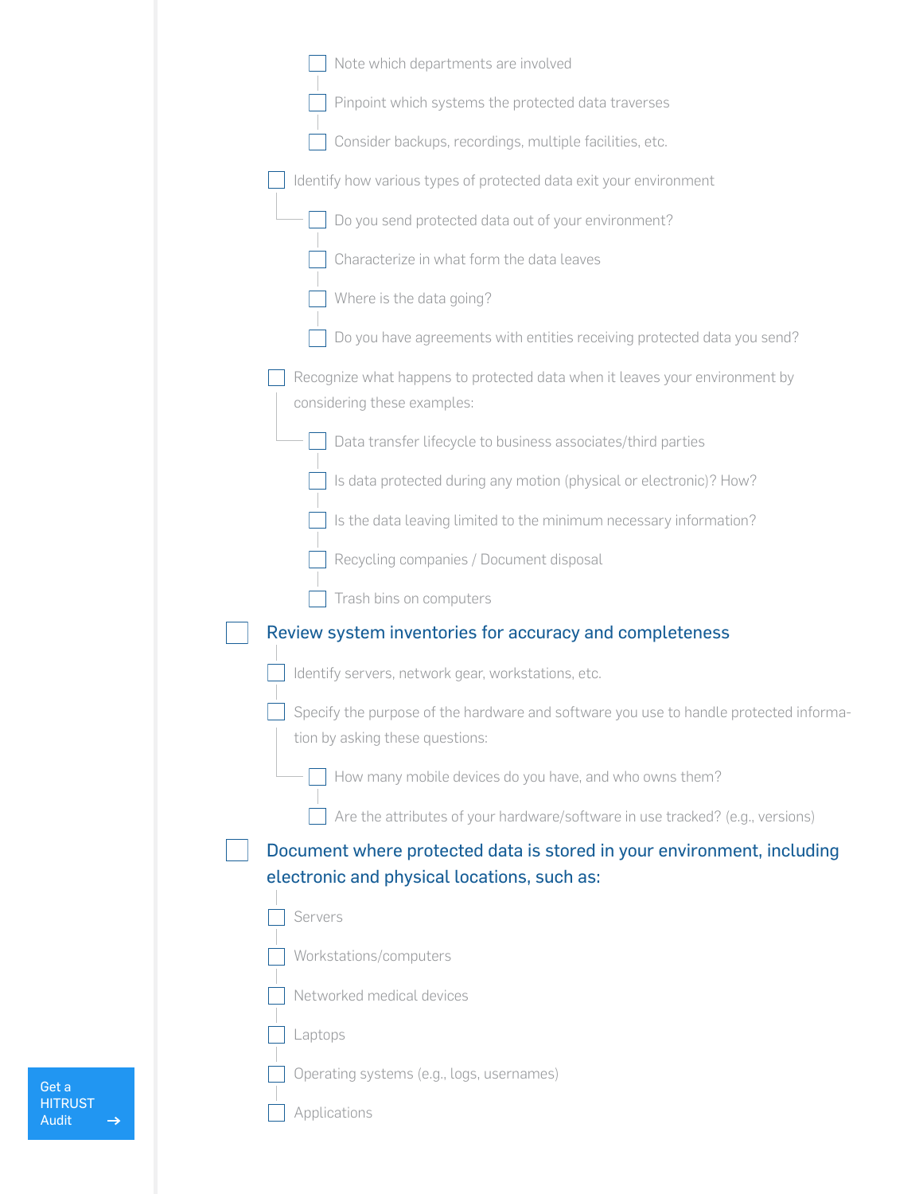- [ ] Note which departments are involved
- [ ] Pinpoint which systems the protected data traverses
- [ ] Consider backups, recordings, multiple facilities, etc.

- [ ] Identify how various types of protected data exit your environment
  - [ ] Do you send protected data out of your environment?
  - [ ] Characterize in what form the data leaves
  - [ ] Where is the data going?
  - [ ] Do you have agreements with entities receiving protected data you send?

- [ ] Recognize what happens to protected data when it leaves your environment by considering these examples:
  - [ ] Data transfer lifecycle to business associates/third parties
  - [ ] Is data protected during any motion (physical or electronic)? How?
  - [ ] Is the data leaving limited to the minimum necessary information?
  - [ ] Recycling companies / Document disposal
  - [ ] Trash bins on computers

- [ ] **Review system inventories for accuracy and completeness**
  - [ ] Identify servers, network gear, workstations, etc.
  - [ ] Specify the purpose of the hardware and software you use to handle protected information by asking these questions:
    - [ ] How many mobile devices do you have, and who owns them?
    - [ ] Are the attributes of your hardware/software in use tracked? (e.g., versions)

- [ ] **Document where protected data is stored in your environment, including electronic and physical locations, such as:**
  - [ ] Servers
  - [ ] Workstations/computers
  - [ ] Networked medical devices
  - [ ] Laptops
  - [ ] Operating systems (e.g., logs, usernames)
  - [ ] Applications

Get a HITRUST Audit →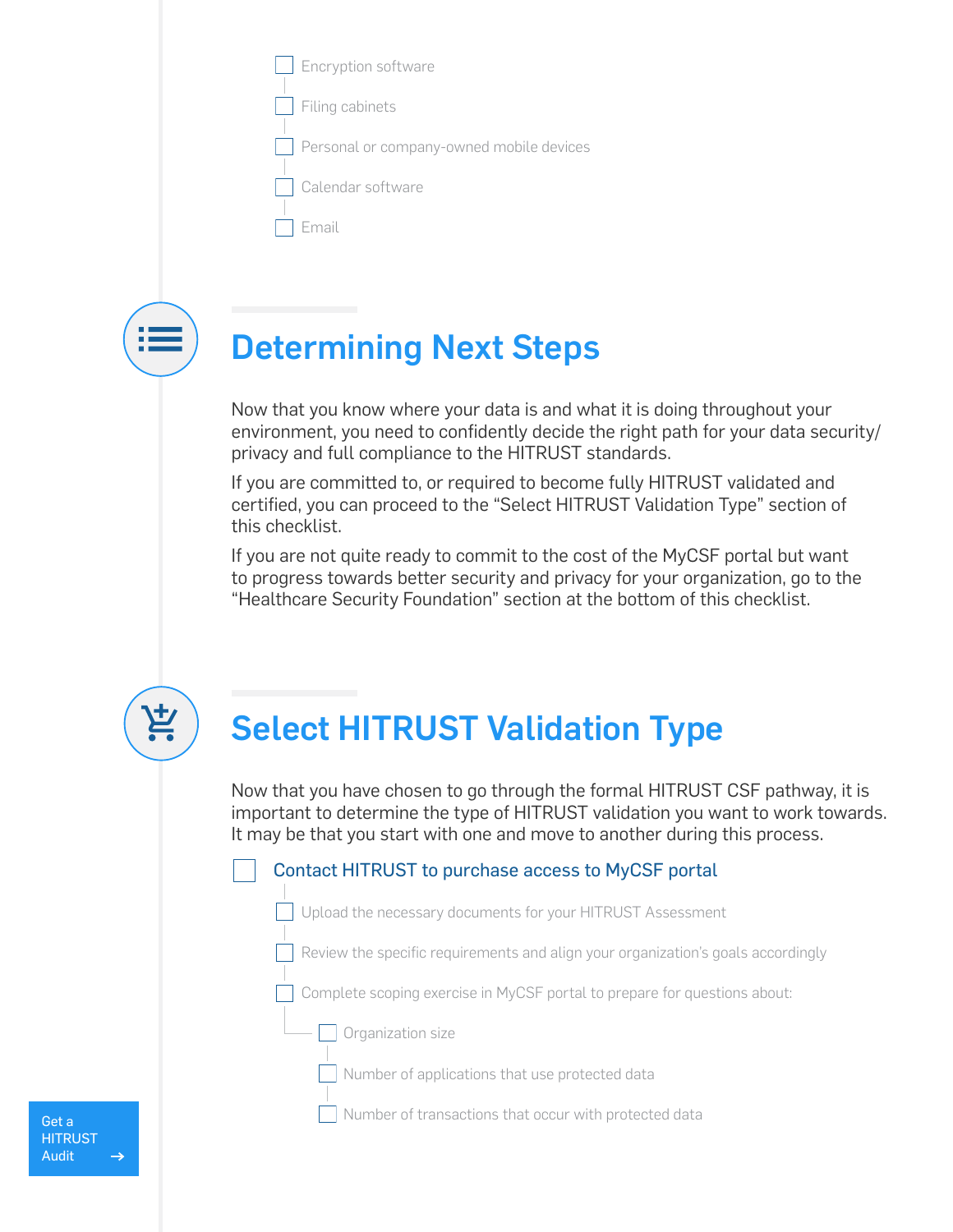- [ ] Encryption software
- [ ] Filing cabinets
- [ ] Personal or company-owned mobile devices
- [ ] Calendar software
- [ ] Email

## Determining Next Steps

Now that you know where your data is and what it is doing throughout your environment, you need to confidently decide the right path for your data security/privacy and full compliance to the HITRUST standards.

If you are committed to, or required to become fully HITRUST validated and certified, you can proceed to the "Select HITRUST Validation Type" section of this checklist.

If you are not quite ready to commit to the cost of the MyCSF portal but want to progress towards better security and privacy for your organization, go to the "Healthcare Security Foundation" section at the bottom of this checklist.

## Select HITRUST Validation Type

Now that you have chosen to go through the formal HITRUST CSF pathway, it is important to determine the type of HITRUST validation you want to work towards. It may be that you start with one and move to another during this process.

- [ ] Contact HITRUST to purchase access to MyCSF portal
  - [ ] Upload the necessary documents for your HITRUST Assessment
  - [ ] Review the specific requirements and align your organization's goals accordingly
  - [ ] Complete scoping exercise in MyCSF portal to prepare for questions about:
    - [ ] Organization size
    - [ ] Number of applications that use protected data
    - [ ] Number of transactions that occur with protected data

Get a HITRUST Audit →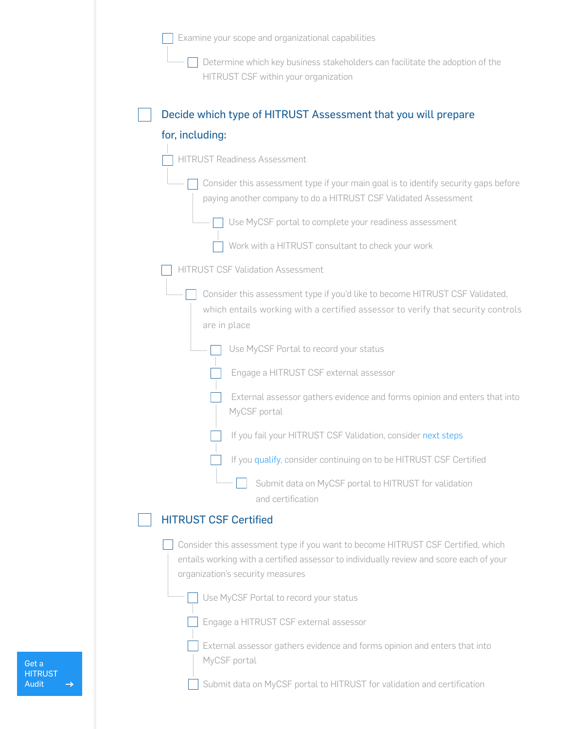- [ ] Examine your scope and organizational capabilities
  - [ ] Determine which key business stakeholders can facilitate the adoption of the HITRUST CSF within your organization

## Decide which type of HITRUST Assessment that you will prepare for, including:

- [ ] HITRUST Readiness Assessment
  - [ ] Consider this assessment type if your main goal is to identify security gaps before paying another company to do a HITRUST CSF Validated Assessment
    - [ ] Use MyCSF portal to complete your readiness assessment
    - [ ] Work with a HITRUST consultant to check your work
- [ ] HITRUST CSF Validation Assessment
  - [ ] Consider this assessment type if you'd like to become HITRUST CSF Validated, which entails working with a certified assessor to verify that security controls are in place
    - [ ] Use MyCSF Portal to record your status
    - [ ] Engage a HITRUST CSF external assessor
    - [ ] External assessor gathers evidence and forms opinion and enters that into MyCSF portal
    - [ ] If you fail your HITRUST CSF Validation, consider next steps
    - [ ] If you qualify, consider continuing on to be HITRUST CSF Certified
      - [ ] Submit data on MyCSF portal to HITRUST for validation and certification

## HITRUST CSF Certified

- [ ] Consider this assessment type if you want to become HITRUST CSF Certified, which entails working with a certified assessor to individually review and score each of your organization's security measures
  - [ ] Use MyCSF Portal to record your status
  - [ ] Engage a HITRUST CSF external assessor
  - [ ] External assessor gathers evidence and forms opinion and enters that into MyCSF portal
  - [ ] Submit data on MyCSF portal to HITRUST for validation and certification

Get a HITRUST Audit →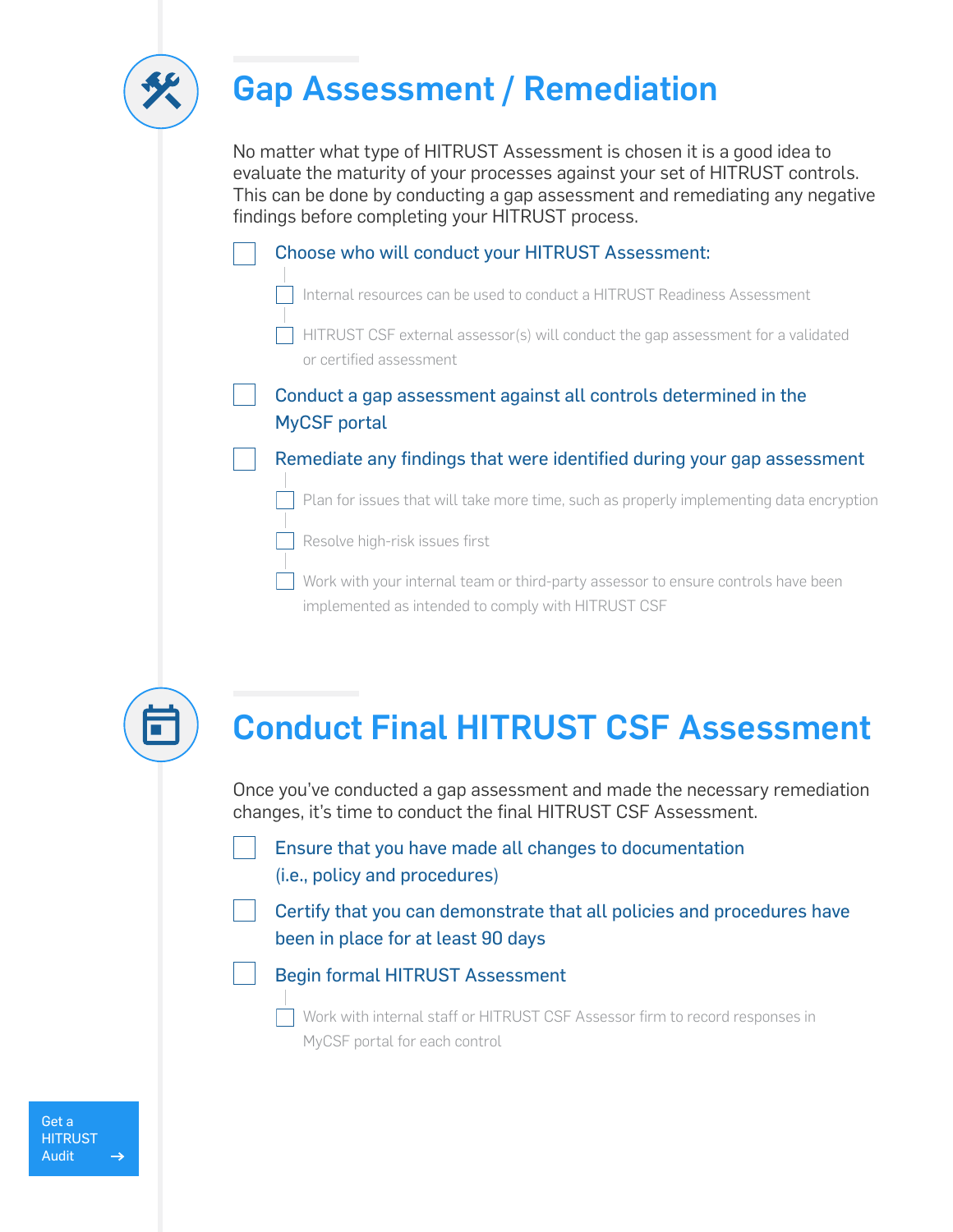## Gap Assessment / Remediation

No matter what type of HITRUST Assessment is chosen it is a good idea to evaluate the maturity of your processes against your set of HITRUST controls. This can be done by conducting a gap assessment and remediating any negative findings before completing your HITRUST process.

- [ ] Choose who will conduct your HITRUST Assessment:
  - [ ] Internal resources can be used to conduct a HITRUST Readiness Assessment
  - [ ] HITRUST CSF external assessor(s) will conduct the gap assessment for a validated or certified assessment
- [ ] Conduct a gap assessment against all controls determined in the MyCSF portal
- [ ] Remediate any findings that were identified during your gap assessment
  - [ ] Plan for issues that will take more time, such as properly implementing data encryption
  - [ ] Resolve high-risk issues first
  - [ ] Work with your internal team or third-party assessor to ensure controls have been implemented as intended to comply with HITRUST CSF

## Conduct Final HITRUST CSF Assessment

Once you've conducted a gap assessment and made the necessary remediation changes, it's time to conduct the final HITRUST CSF Assessment.

- [ ] Ensure that you have made all changes to documentation (i.e., policy and procedures)
- [ ] Certify that you can demonstrate that all policies and procedures have been in place for at least 90 days
- [ ] Begin formal HITRUST Assessment
  - [ ] Work with internal staff or HITRUST CSF Assessor firm to record responses in MyCSF portal for each control

Get a HITRUST Audit →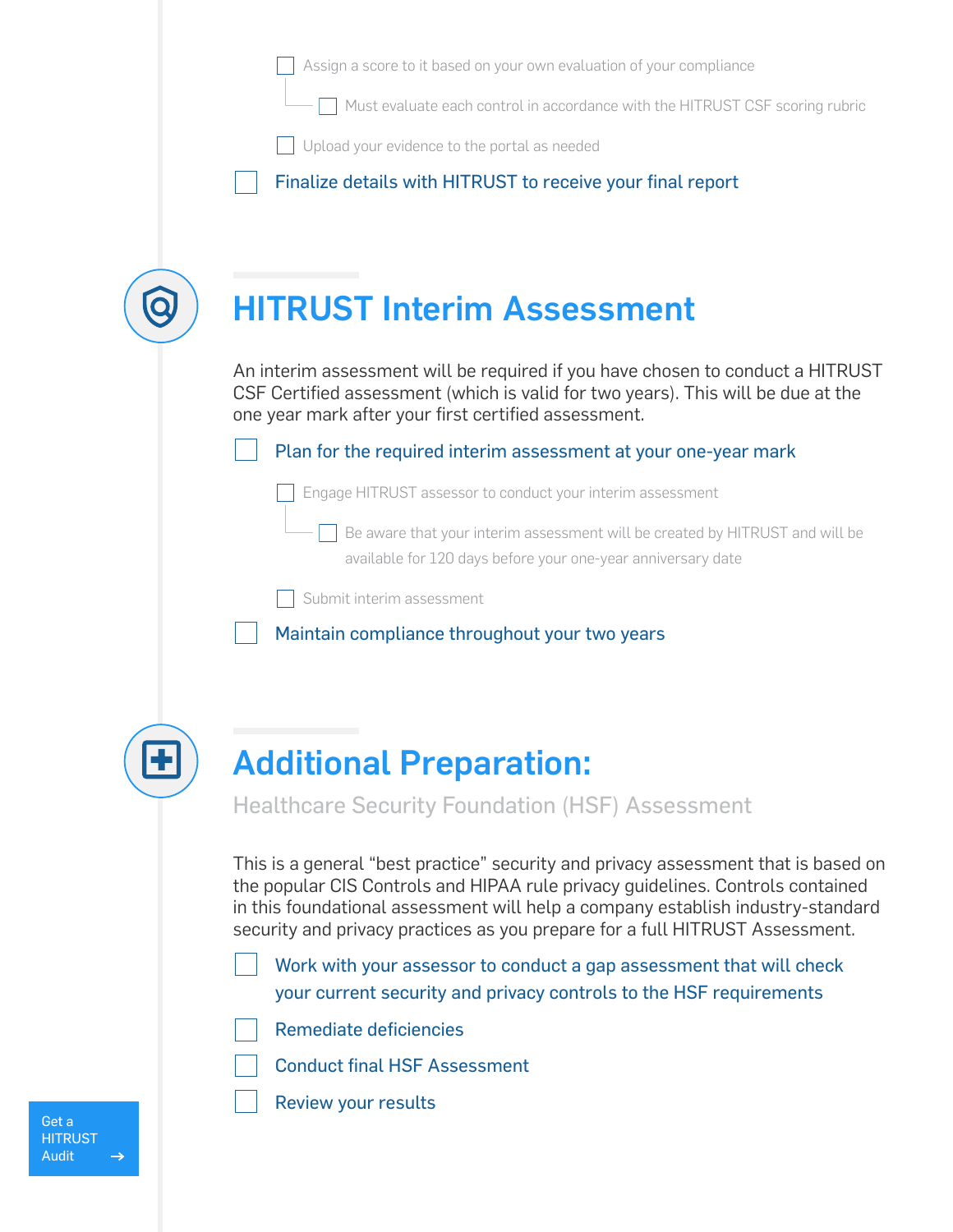- [ ] Assign a score to it based on your own evaluation of your compliance
    - [ ] Must evaluate each control in accordance with the HITRUST CSF scoring rubric
- [ ] Upload your evidence to the portal as needed

- [ ] Finalize details with HITRUST to receive your final report

## HITRUST Interim Assessment

An interim assessment will be required if you have chosen to conduct a HITRUST CSF Certified assessment (which is valid for two years). This will be due at the one year mark after your first certified assessment.

- [ ] Plan for the required interim assessment at your one-year mark
    - [ ] Engage HITRUST assessor to conduct your interim assessment
        - [ ] Be aware that your interim assessment will be created by HITRUST and will be available for 120 days before your one-year anniversary date
    - [ ] Submit interim assessment
- [ ] Maintain compliance throughout your two years

## Additional Preparation:

### Healthcare Security Foundation (HSF) Assessment

This is a general "best practice" security and privacy assessment that is based on the popular CIS Controls and HIPAA rule privacy guidelines. Controls contained in this foundational assessment will help a company establish industry-standard security and privacy practices as you prepare for a full HITRUST Assessment.

- [ ] Work with your assessor to conduct a gap assessment that will check your current security and privacy controls to the HSF requirements
- [ ] Remediate deficiencies
- [ ] Conduct final HSF Assessment
- [ ] Review your results

Get a HITRUST Audit →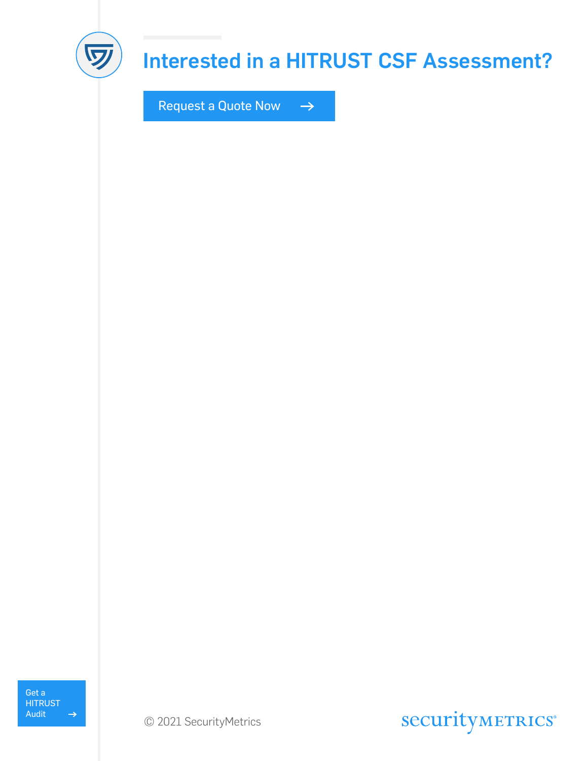## Interested in a HITRUST CSF Assessment?

Request a Quote Now →

Get a HITRUST Audit →

© 2021 SecurityMetrics

securityMETRICS®